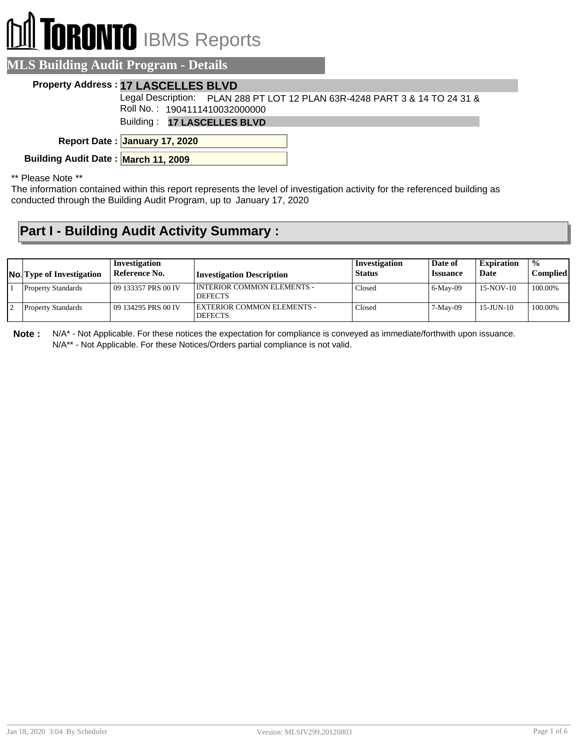# TORONTO IBMS Reports

## MLS Building Audit Program - Details

**Property Address :** **17 LASCELLES BLVD**

Legal Description: PLAN 288 PT LOT 12 PLAN 63R-4248 PART 3 & 14 TO 24 31 &

Roll No. : 1904111410032000000

Building : **17 LASCELLES BLVD**

**Report Date :** **January 17, 2020**

**Building Audit Date :** **March 11, 2009**

** Please Note **

The information contained within this report represents the level of investigation activity for the referenced building as conducted through the Building Audit Program, up to January 17, 2020

## Part I - Building Audit Activity Summary :

| No. | Type of Investigation | Investigation Reference No. | Investigation Description | Investigation Status | Date of Issuance | Expiration Date | % Complied |
|---|---|---|---|---|---|---|---|
| 1 | Property Standards | 09 133357 PRS 00 IV | INTERIOR COMMON ELEMENTS - DEFECTS | Closed | 6-May-09 | 15-NOV-10 | 100.00% |
| 2 | Property Standards | 09 134295 PRS 00 IV | EXTERIOR COMMON ELEMENTS - DEFECTS | Closed | 7-May-09 | 15-JUN-10 | 100.00% |

**Note :** N/A* - Not Applicable. For these notices the expectation for compliance is conveyed as immediate/forthwith upon issuance.
N/A** - Not Applicable. For these Notices/Orders partial compliance is not valid.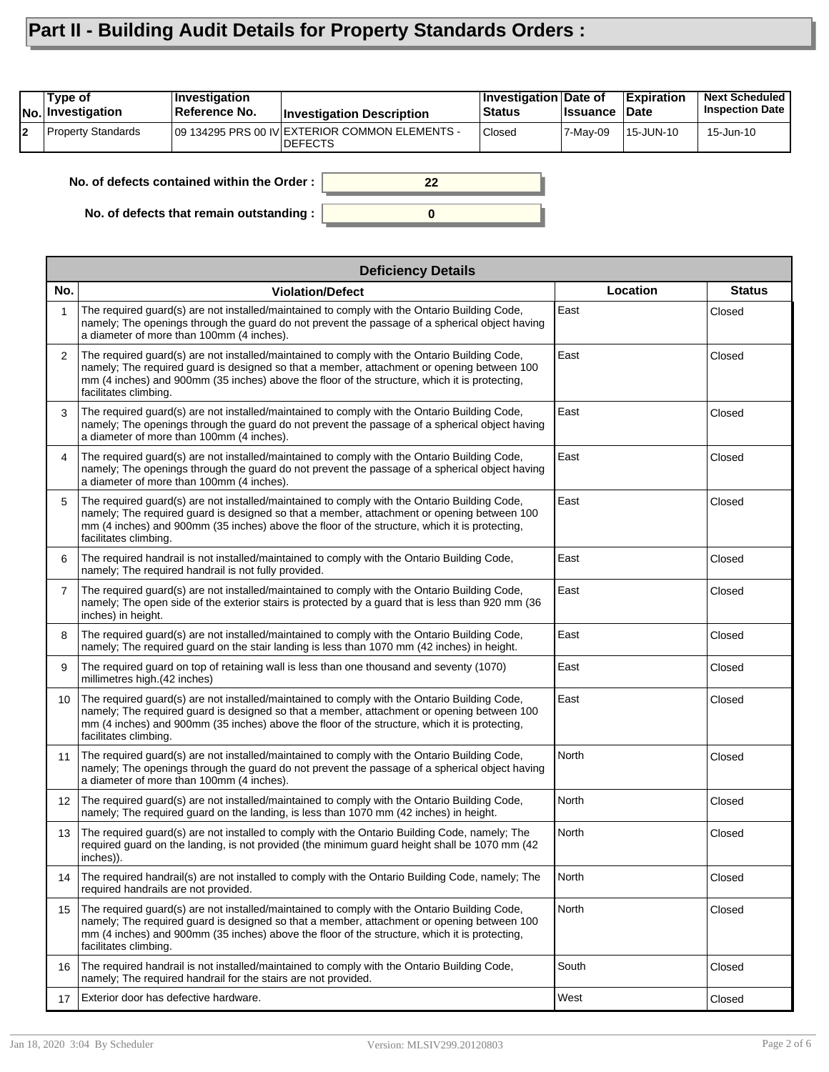# Part II - Building Audit Details for Property Standards Orders :

| No. | Type of Investigation | Investigation Reference No. | Investigation Description | Investigation Status | Date of Issuance | Expiration Date | Next Scheduled Inspection Date |
|---|---|---|---|---|---|---|---|
| 2 | Property Standards | 09 134295 PRS 00 IV | EXTERIOR COMMON ELEMENTS - DEFECTS | Closed | 7-May-09 | 15-JUN-10 | 15-Jun-10 |

**No. of defects contained within the Order :** 22

**No. of defects that remain outstanding :** 0

| Deficiency Details | | | |
|---|---|---|---|
| **No.** | **Violation/Defect** | **Location** | **Status** |
| 1 | The required guard(s) are not installed/maintained to comply with the Ontario Building Code, namely; The openings through the guard do not prevent the passage of a spherical object having a diameter of more than 100mm (4 inches). | East | Closed |
| 2 | The required guard(s) are not installed/maintained to comply with the Ontario Building Code, namely; The required guard is designed so that a member, attachment or opening between 100 mm (4 inches) and 900mm (35 inches) above the floor of the structure, which it is protecting, facilitates climbing. | East | Closed |
| 3 | The required guard(s) are not installed/maintained to comply with the Ontario Building Code, namely; The openings through the guard do not prevent the passage of a spherical object having a diameter of more than 100mm (4 inches). | East | Closed |
| 4 | The required guard(s) are not installed/maintained to comply with the Ontario Building Code, namely; The openings through the guard do not prevent the passage of a spherical object having a diameter of more than 100mm (4 inches). | East | Closed |
| 5 | The required guard(s) are not installed/maintained to comply with the Ontario Building Code, namely; The required guard is designed so that a member, attachment or opening between 100 mm (4 inches) and 900mm (35 inches) above the floor of the structure, which it is protecting, facilitates climbing. | East | Closed |
| 6 | The required handrail is not installed/maintained to comply with the Ontario Building Code, namely; The required handrail is not fully provided. | East | Closed |
| 7 | The required guard(s) are not installed/maintained to comply with the Ontario Building Code, namely; The open side of the exterior stairs is protected by a guard that is less than 920 mm (36 inches) in height. | East | Closed |
| 8 | The required guard(s) are not installed/maintained to comply with the Ontario Building Code, namely; The required guard on the stair landing is less than 1070 mm (42 inches) in height. | East | Closed |
| 9 | The required guard on top of retaining wall is less than one thousand and seventy (1070) millimetres high.(42 inches) | East | Closed |
| 10 | The required guard(s) are not installed/maintained to comply with the Ontario Building Code, namely; The required guard is designed so that a member, attachment or opening between 100 mm (4 inches) and 900mm (35 inches) above the floor of the structure, which it is protecting, facilitates climbing. | East | Closed |
| 11 | The required guard(s) are not installed/maintained to comply with the Ontario Building Code, namely; The openings through the guard do not prevent the passage of a spherical object having a diameter of more than 100mm (4 inches). | North | Closed |
| 12 | The required guard(s) are not installed/maintained to comply with the Ontario Building Code, namely; The required guard on the landing, is less than 1070 mm (42 inches) in height. | North | Closed |
| 13 | The required guard(s) are not installed to comply with the Ontario Building Code, namely; The required guard on the landing, is not provided (the minimum guard height shall be 1070 mm (42 inches)). | North | Closed |
| 14 | The required handrail(s) are not installed to comply with the Ontario Building Code, namely; The required handrails are not provided. | North | Closed |
| 15 | The required guard(s) are not installed/maintained to comply with the Ontario Building Code, namely; The required guard is designed so that a member, attachment or opening between 100 mm (4 inches) and 900mm (35 inches) above the floor of the structure, which it is protecting, facilitates climbing. | North | Closed |
| 16 | The required handrail is not installed/maintained to comply with the Ontario Building Code, namely; The required handrail for the stairs are not provided. | South | Closed |
| 17 | Exterior door has defective hardware. | West | Closed |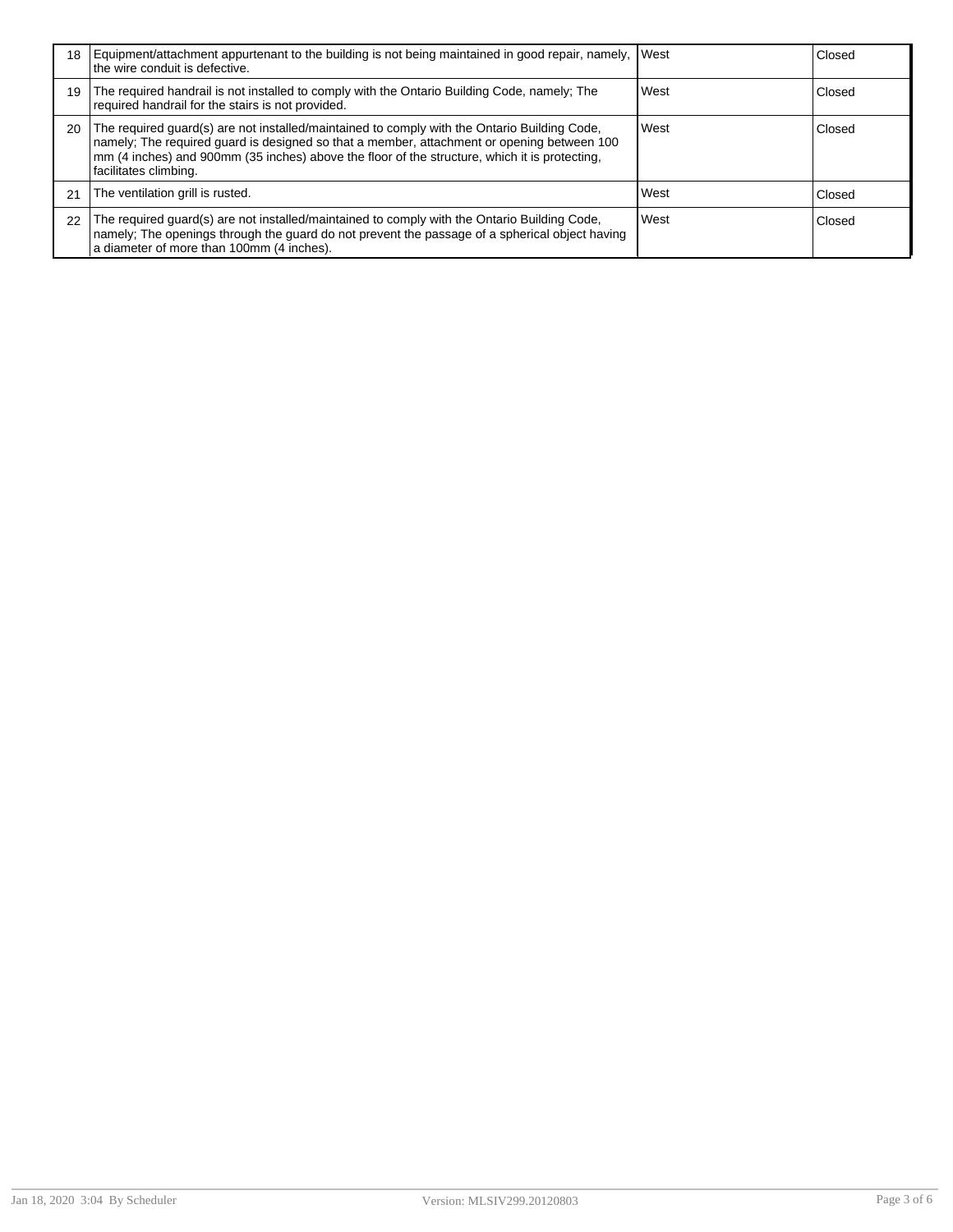| | | | |
|---|---|---|---|
| 18 | Equipment/attachment appurtenant to the building is not being maintained in good repair, namely, the wire conduit is defective. | West | Closed |
| 19 | The required handrail is not installed to comply with the Ontario Building Code, namely; The required handrail for the stairs is not provided. | West | Closed |
| 20 | The required guard(s) are not installed/maintained to comply with the Ontario Building Code, namely; The required guard is designed so that a member, attachment or opening between 100 mm (4 inches) and 900mm (35 inches) above the floor of the structure, which it is protecting, facilitates climbing. | West | Closed |
| 21 | The ventilation grill is rusted. | West | Closed |
| 22 | The required guard(s) are not installed/maintained to comply with the Ontario Building Code, namely; The openings through the guard do not prevent the passage of a spherical object having a diameter of more than 100mm (4 inches). | West | Closed |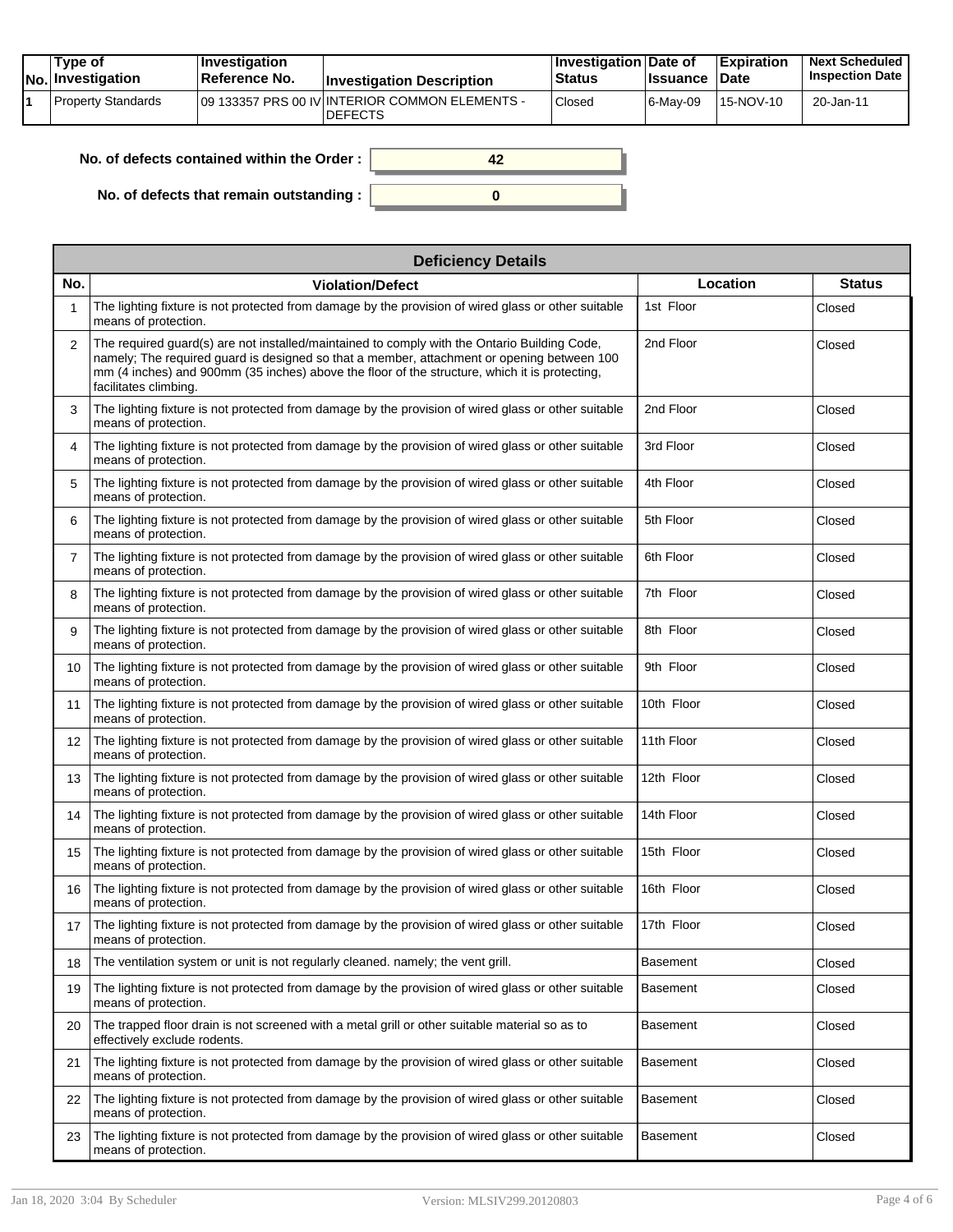| No. | Type of Investigation | Investigation Reference No. | Investigation Description | Investigation Status | Date of Issuance | Expiration Date | Next Scheduled Inspection Date |
|---|---|---|---|---|---|---|---|
| 1 | Property Standards | 09 133357 PRS 00 IV | INTERIOR COMMON ELEMENTS - DEFECTS | Closed | 6-May-09 | 15-NOV-10 | 20-Jan-11 |

**No. of defects contained within the Order :** 42

**No. of defects that remain outstanding :** 0

| Deficiency Details | | | |
|---|---|---|---|
| **No.** | **Violation/Defect** | **Location** | **Status** |
| 1 | The lighting fixture is not protected from damage by the provision of wired glass or other suitable means of protection. | 1st Floor | Closed |
| 2 | The required guard(s) are not installed/maintained to comply with the Ontario Building Code, namely; The required guard is designed so that a member, attachment or opening between 100 mm (4 inches) and 900mm (35 inches) above the floor of the structure, which it is protecting, facilitates climbing. | 2nd Floor | Closed |
| 3 | The lighting fixture is not protected from damage by the provision of wired glass or other suitable means of protection. | 2nd Floor | Closed |
| 4 | The lighting fixture is not protected from damage by the provision of wired glass or other suitable means of protection. | 3rd Floor | Closed |
| 5 | The lighting fixture is not protected from damage by the provision of wired glass or other suitable means of protection. | 4th Floor | Closed |
| 6 | The lighting fixture is not protected from damage by the provision of wired glass or other suitable means of protection. | 5th Floor | Closed |
| 7 | The lighting fixture is not protected from damage by the provision of wired glass or other suitable means of protection. | 6th Floor | Closed |
| 8 | The lighting fixture is not protected from damage by the provision of wired glass or other suitable means of protection. | 7th Floor | Closed |
| 9 | The lighting fixture is not protected from damage by the provision of wired glass or other suitable means of protection. | 8th Floor | Closed |
| 10 | The lighting fixture is not protected from damage by the provision of wired glass or other suitable means of protection. | 9th Floor | Closed |
| 11 | The lighting fixture is not protected from damage by the provision of wired glass or other suitable means of protection. | 10th Floor | Closed |
| 12 | The lighting fixture is not protected from damage by the provision of wired glass or other suitable means of protection. | 11th Floor | Closed |
| 13 | The lighting fixture is not protected from damage by the provision of wired glass or other suitable means of protection. | 12th Floor | Closed |
| 14 | The lighting fixture is not protected from damage by the provision of wired glass or other suitable means of protection. | 14th Floor | Closed |
| 15 | The lighting fixture is not protected from damage by the provision of wired glass or other suitable means of protection. | 15th Floor | Closed |
| 16 | The lighting fixture is not protected from damage by the provision of wired glass or other suitable means of protection. | 16th Floor | Closed |
| 17 | The lighting fixture is not protected from damage by the provision of wired glass or other suitable means of protection. | 17th Floor | Closed |
| 18 | The ventilation system or unit is not regularly cleaned. namely; the vent grill. | Basement | Closed |
| 19 | The lighting fixture is not protected from damage by the provision of wired glass or other suitable means of protection. | Basement | Closed |
| 20 | The trapped floor drain is not screened with a metal grill or other suitable material so as to effectively exclude rodents. | Basement | Closed |
| 21 | The lighting fixture is not protected from damage by the provision of wired glass or other suitable means of protection. | Basement | Closed |
| 22 | The lighting fixture is not protected from damage by the provision of wired glass or other suitable means of protection. | Basement | Closed |
| 23 | The lighting fixture is not protected from damage by the provision of wired glass or other suitable means of protection. | Basement | Closed |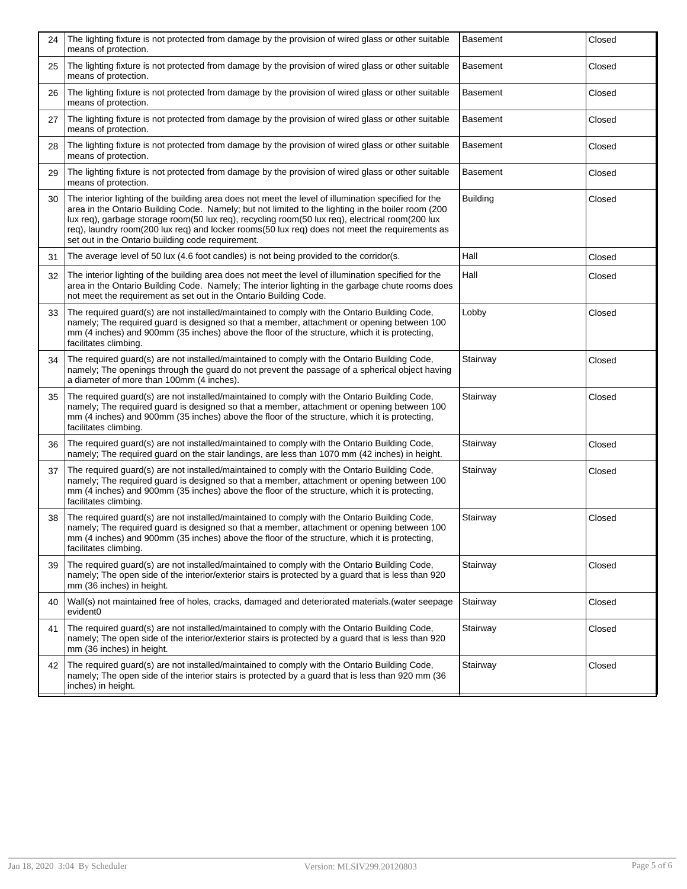| | | | |
|---|---|---|---|
| 24 | The lighting fixture is not protected from damage by the provision of wired glass or other suitable means of protection. | Basement | Closed |
| 25 | The lighting fixture is not protected from damage by the provision of wired glass or other suitable means of protection. | Basement | Closed |
| 26 | The lighting fixture is not protected from damage by the provision of wired glass or other suitable means of protection. | Basement | Closed |
| 27 | The lighting fixture is not protected from damage by the provision of wired glass or other suitable means of protection. | Basement | Closed |
| 28 | The lighting fixture is not protected from damage by the provision of wired glass or other suitable means of protection. | Basement | Closed |
| 29 | The lighting fixture is not protected from damage by the provision of wired glass or other suitable means of protection. | Basement | Closed |
| 30 | The interior lighting of the building area does not meet the level of illumination specified for the area in the Ontario Building Code. Namely; but not limited to the lighting in the boiler room (200 lux req), garbage storage room(50 lux req), recycling room(50 lux req), electrical room(200 lux req), laundry room(200 lux req) and locker rooms(50 lux req) does not meet the requirements as set out in the Ontario building code requirement. | Building | Closed |
| 31 | The average level of 50 lux (4.6 foot candles) is not being provided to the corridor(s. | Hall | Closed |
| 32 | The interior lighting of the building area does not meet the level of illumination specified for the area in the Ontario Building Code. Namely; The interior lighting in the garbage chute rooms does not meet the requirement as set out in the Ontario Building Code. | Hall | Closed |
| 33 | The required guard(s) are not installed/maintained to comply with the Ontario Building Code, namely; The required guard is designed so that a member, attachment or opening between 100 mm (4 inches) and 900mm (35 inches) above the floor of the structure, which it is protecting, facilitates climbing. | Lobby | Closed |
| 34 | The required guard(s) are not installed/maintained to comply with the Ontario Building Code, namely; The openings through the guard do not prevent the passage of a spherical object having a diameter of more than 100mm (4 inches). | Stairway | Closed |
| 35 | The required guard(s) are not installed/maintained to comply with the Ontario Building Code, namely; The required guard is designed so that a member, attachment or opening between 100 mm (4 inches) and 900mm (35 inches) above the floor of the structure, which it is protecting, facilitates climbing. | Stairway | Closed |
| 36 | The required guard(s) are not installed/maintained to comply with the Ontario Building Code, namely; The required guard on the stair landings, are less than 1070 mm (42 inches) in height. | Stairway | Closed |
| 37 | The required guard(s) are not installed/maintained to comply with the Ontario Building Code, namely; The required guard is designed so that a member, attachment or opening between 100 mm (4 inches) and 900mm (35 inches) above the floor of the structure, which it is protecting, facilitates climbing. | Stairway | Closed |
| 38 | The required guard(s) are not installed/maintained to comply with the Ontario Building Code, namely; The required guard is designed so that a member, attachment or opening between 100 mm (4 inches) and 900mm (35 inches) above the floor of the structure, which it is protecting, facilitates climbing. | Stairway | Closed |
| 39 | The required guard(s) are not installed/maintained to comply with the Ontario Building Code, namely; The open side of the interior/exterior stairs is protected by a guard that is less than 920 mm (36 inches) in height. | Stairway | Closed |
| 40 | Wall(s) not maintained free of holes, cracks, damaged and deteriorated materials.(water seepage evident0 | Stairway | Closed |
| 41 | The required guard(s) are not installed/maintained to comply with the Ontario Building Code, namely; The open side of the interior/exterior stairs is protected by a guard that is less than 920 mm (36 inches) in height. | Stairway | Closed |
| 42 | The required guard(s) are not installed/maintained to comply with the Ontario Building Code, namely; The open side of the interior stairs is protected by a guard that is less than 920 mm (36 inches) in height. | Stairway | Closed |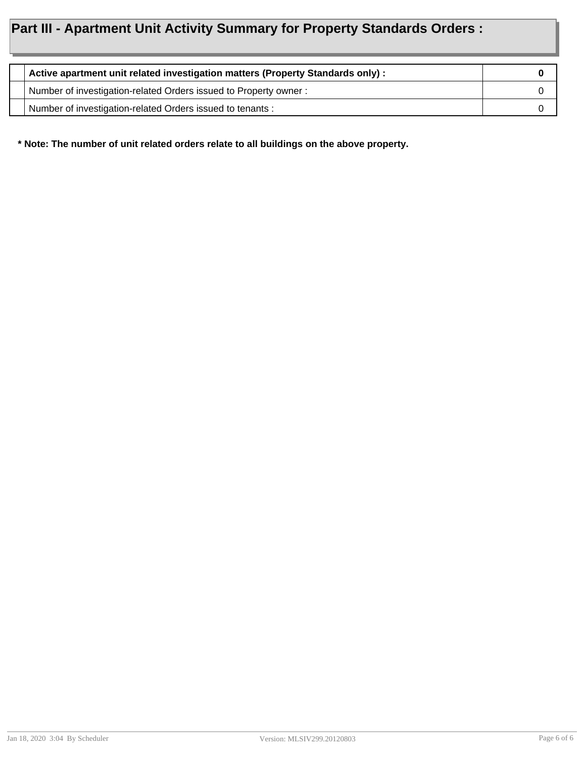## Part III - Apartment Unit Activity Summary for Property Standards Orders :

| | | |
|---|---|---|
| | **Active apartment unit related investigation matters (Property Standards only) :** | **0** |
| | Number of investigation-related Orders issued to Property owner : | 0 |
| | Number of investigation-related Orders issued to tenants : | 0 |

**\* Note: The number of unit related orders relate to all buildings on the above property.**